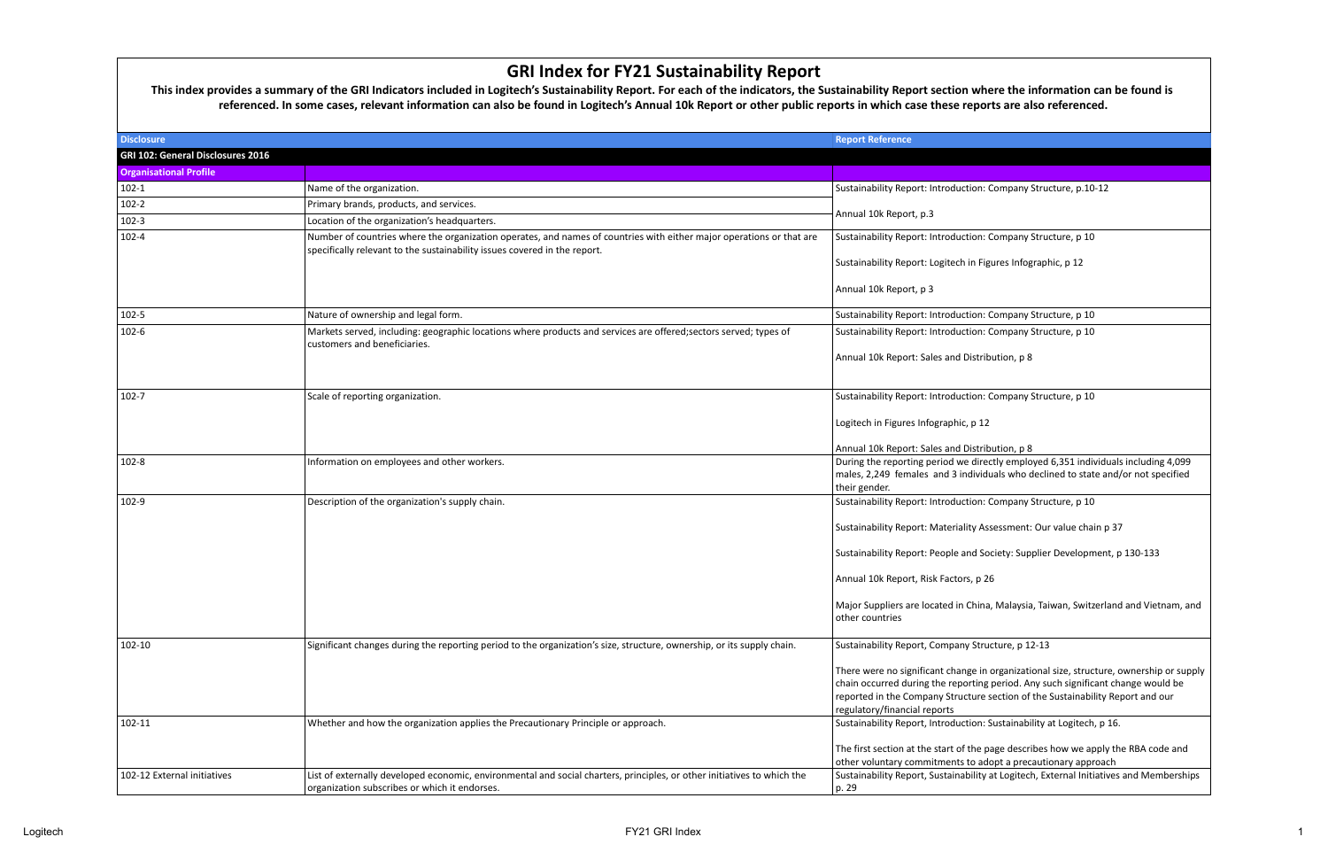# GRI Index for FY21 Sustainability Report

**This index provides a summary of the GRI Indicators included in Logitech's Sustainability Report. For each of the indicators, the Sustainability Report section where the information can be found is referenced. In some cases, relevant information can also be found in Logitech's Annual 10k Report or other public reports in which case these reports are also referenced.**

| Disclosure | | Report Reference |
|---|---|---|
| **GRI 102: General Disclosures 2016** | | |
| **Organisational Profile** | | |
| 102-1 | Name of the organization. | Sustainability Report: Introduction: Company Structure, p.10-12 |
| 102-2 | Primary brands, products, and services. | Annual 10k Report, p.3 |
| 102-3 | Location of the organization's headquarters. | |
| 102-4 | Number of countries where the organization operates, and names of countries with either major operations or that are specifically relevant to the sustainability issues covered in the report. | Sustainability Report: Introduction: Company Structure, p 10<br><br>Sustainability Report: Logitech in Figures Infographic, p 12<br><br>Annual 10k Report, p 3 |
| 102-5 | Nature of ownership and legal form. | Sustainability Report: Introduction: Company Structure, p 10 |
| 102-6 | Markets served, including: geographic locations where products and services are offered;sectors served; types of customers and beneficiaries. | Sustainability Report: Introduction: Company Structure, p 10<br><br>Annual 10k Report: Sales and Distribution, p 8 |
| 102-7 | Scale of reporting organization. | Sustainability Report: Introduction: Company Structure, p 10<br><br>Logitech in Figures Infographic, p 12<br><br>Annual 10k Report: Sales and Distribution, p 8 |
| 102-8 | Information on employees and other workers. | During the reporting period we directly employed 6,351 individuals including 4,099 males, 2,249 females and 3 individuals who declined to state and/or not specified their gender. |
| 102-9 | Description of the organization's supply chain. | Sustainability Report: Introduction: Company Structure, p 10<br><br>Sustainability Report: Materiality Assessment: Our value chain p 37<br><br>Sustainability Report: People and Society: Supplier Development, p 130-133<br><br>Annual 10k Report, Risk Factors, p 26<br><br>Major Suppliers are located in China, Malaysia, Taiwan, Switzerland and Vietnam, and other countries |
| 102-10 | Significant changes during the reporting period to the organization's size, structure, ownership, or its supply chain. | Sustainability Report, Company Structure, p 12-13<br><br>There were no significant change in organizational size, structure, ownership or supply chain occurred during the reporting period. Any such significant change would be reported in the Company Structure section of the Sustainability Report and our regulatory/financial reports |
| 102-11 | Whether and how the organization applies the Precautionary Principle or approach. | Sustainability Report, Introduction: Sustainability at Logitech, p 16.<br><br>The first section at the start of the page describes how we apply the RBA code and other voluntary commitments to adopt a precautionary approach |
| 102-12 External initiatives | List of externally developed economic, environmental and social charters, principles, or other initiatives to which the organization subscribes or which it endorses. | Sustainability Report, Sustainability at Logitech, External Initiatives and Memberships p. 29 |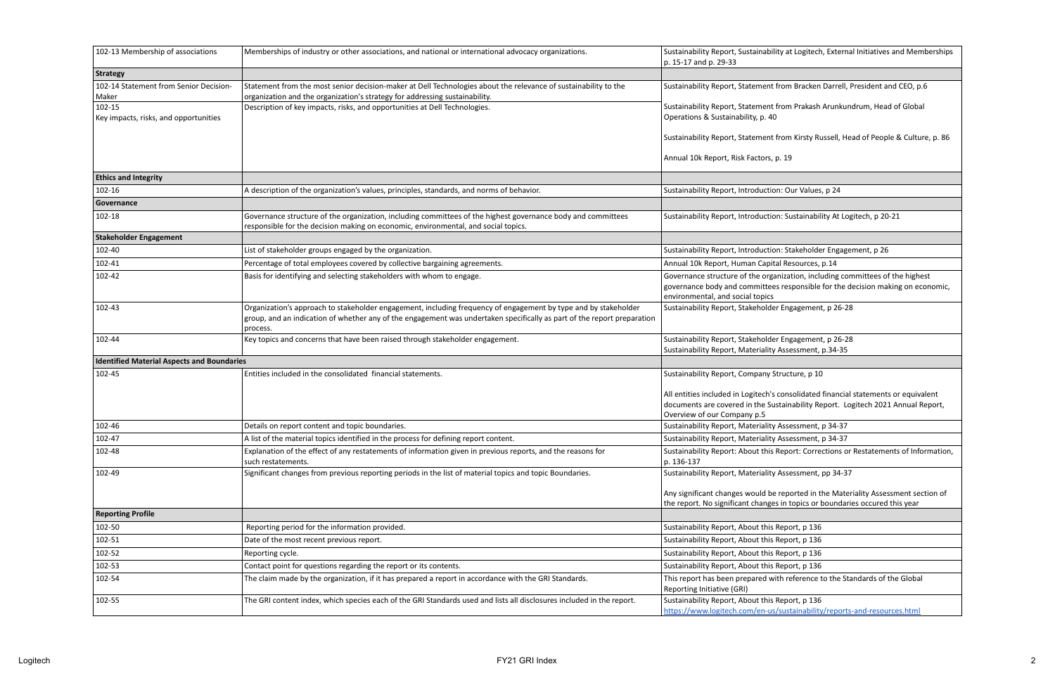| 102-13 Membership of associations | Memberships of industry or other associations, and national or international advocacy organizations. | Sustainability Report, Sustainability at Logitech, External Initiatives and Memberships p. 15-17 and p. 29-33 |
|---|---|---|
| **Strategy** | | |
| 102-14 Statement from Senior Decision-Maker | Statement from the most senior decision-maker at Dell Technologies about the relevance of sustainability to the organization and the organization's strategy for addressing sustainability. | Sustainability Report, Statement from Bracken Darrell, President and CEO, p.6 |
| 102-15 Key impacts, risks, and opportunities | Description of key impacts, risks, and opportunities at Dell Technologies. | Sustainability Report, Statement from Prakash Arunkundrum, Head of Global Operations & Sustainability, p. 40<br><br>Sustainability Report, Statement from Kirsty Russell, Head of People & Culture, p. 86<br><br>Annual 10k Report, Risk Factors, p. 19 |
| **Ethics and Integrity** | | |
| 102-16 | A description of the organization's values, principles, standards, and norms of behavior. | Sustainability Report, Introduction: Our Values, p 24 |
| **Governance** | | |
| 102-18 | Governance structure of the organization, including committees of the highest governance body and committees responsible for the decision making on economic, environmental, and social topics. | Sustainability Report, Introduction: Sustainability At Logitech, p 20-21 |
| **Stakeholder Engagement** | | |
| 102-40 | List of stakeholder groups engaged by the organization. | Sustainability Report, Introduction: Stakeholder Engagement, p 26 |
| 102-41 | Percentage of total employees covered by collective bargaining agreements. | Annual 10k Report, Human Capital Resources, p.14 |
| 102-42 | Basis for identifying and selecting stakeholders with whom to engage. | Governance structure of the organization, including committees of the highest governance body and committees responsible for the decision making on economic, environmental, and social topics |
| 102-43 | Organization's approach to stakeholder engagement, including frequency of engagement by type and by stakeholder group, and an indication of whether any of the engagement was undertaken specifically as part of the report preparation process. | Sustainability Report, Stakeholder Engagement, p 26-28 |
| 102-44 | Key topics and concerns that have been raised through stakeholder engagement. | Sustainability Report, Stakeholder Engagement, p 26-28<br>Sustainability Report, Materiality Assessment, p.34-35 |
| **Identified Material Aspects and Boundaries** | | |
| 102-45 | Entities included in the consolidated financial statements. | Sustainability Report, Company Structure, p 10<br><br>All entities included in Logitech's consolidated financial statements or equivalent documents are covered in the Sustainability Report. Logitech 2021 Annual Report, Overview of our Company p.5 |
| 102-46 | Details on report content and topic boundaries. | Sustainability Report, Materiality Assessment, p 34-37 |
| 102-47 | A list of the material topics identified in the process for defining report content. | Sustainability Report, Materiality Assessment, p 34-37 |
| 102-48 | Explanation of the effect of any restatements of information given in previous reports, and the reasons for such restatements. | Sustainability Report: About this Report: Corrections or Restatements of Information, p. 136-137 |
| 102-49 | Significant changes from previous reporting periods in the list of material topics and topic Boundaries. | Sustainability Report, Materiality Assessment, pp 34-37<br><br>Any significant changes would be reported in the Materiality Assessment section of the report. No significant changes in topics or boundaries occured this year |
| **Reporting Profile** | | |
| 102-50 | Reporting period for the information provided. | Sustainability Report, About this Report, p 136 |
| 102-51 | Date of the most recent previous report. | Sustainability Report, About this Report, p 136 |
| 102-52 | Reporting cycle. | Sustainability Report, About this Report, p 136 |
| 102-53 | Contact point for questions regarding the report or its contents. | Sustainability Report, About this Report, p 136 |
| 102-54 | The claim made by the organization, if it has prepared a report in accordance with the GRI Standards. | This report has been prepared with reference to the Standards of the Global Reporting Initiative (GRI) |
| 102-55 | The GRI content index, which species each of the GRI Standards used and lists all disclosures included in the report. | Sustainability Report, About this Report, p 136<br>https://www.logitech.com/en-us/sustainability/reports-and-resources.html |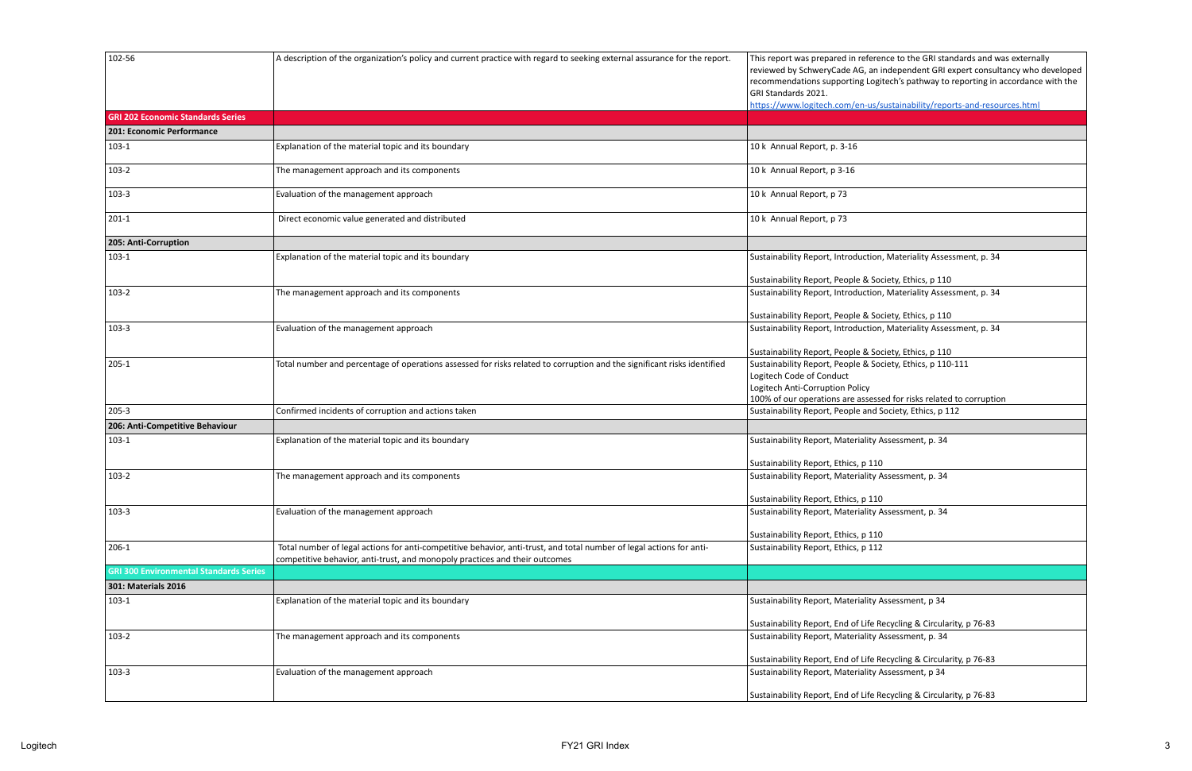| | | |
|---|---|---|
| 102-56 | A description of the organization's policy and current practice with regard to seeking external assurance for the report. | This report was prepared in reference to the GRI standards and was externally reviewed by SchweryCade AG, an independent GRI expert consultancy who developed recommendations supporting Logitech's pathway to reporting in accordance with the GRI Standards 2021. https://www.logitech.com/en-us/sustainability/reports-and-resources.html |
| **GRI 202 Economic Standards Series** | | |
| **201: Economic Performance** | | |
| 103-1 | Explanation of the material topic and its boundary | 10 k Annual Report, p. 3-16 |
| 103-2 | The management approach and its components | 10 k Annual Report, p 3-16 |
| 103-3 | Evaluation of the management approach | 10 k Annual Report, p 73 |
| 201-1 | Direct economic value generated and distributed | 10 k Annual Report, p 73 |
| **205: Anti-Corruption** | | |
| 103-1 | Explanation of the material topic and its boundary | Sustainability Report, Introduction, Materiality Assessment, p. 34<br><br>Sustainability Report, People & Society, Ethics, p 110 |
| 103-2 | The management approach and its components | Sustainability Report, Introduction, Materiality Assessment, p. 34<br><br>Sustainability Report, People & Society, Ethics, p 110 |
| 103-3 | Evaluation of the management approach | Sustainability Report, Introduction, Materiality Assessment, p. 34<br><br>Sustainability Report, People & Society, Ethics, p 110 |
| 205-1 | Total number and percentage of operations assessed for risks related to corruption and the significant risks identified | Sustainability Report, People & Society, Ethics, p 110-111<br>Logitech Code of Conduct<br>Logitech Anti-Corruption Policy<br>100% of our operations are assessed for risks related to corruption |
| 205-3 | Confirmed incidents of corruption and actions taken | Sustainability Report, People and Society, Ethics, p 112 |
| **206: Anti-Competitive Behaviour** | | |
| 103-1 | Explanation of the material topic and its boundary | Sustainability Report, Materiality Assessment, p. 34<br><br>Sustainability Report, Ethics, p 110 |
| 103-2 | The management approach and its components | Sustainability Report, Materiality Assessment, p. 34<br><br>Sustainability Report, Ethics, p 110 |
| 103-3 | Evaluation of the management approach | Sustainability Report, Materiality Assessment, p. 34<br><br>Sustainability Report, Ethics, p 110 |
| 206-1 | Total number of legal actions for anti-competitive behavior, anti-trust, and total number of legal actions for anti-competitive behavior, anti-trust, and monopoly practices and their outcomes | Sustainability Report, Ethics, p 112 |
| **GRI 300 Environmental Standards Series** | | |
| **301: Materials 2016** | | |
| 103-1 | Explanation of the material topic and its boundary | Sustainability Report, Materiality Assessment, p 34<br><br>Sustainability Report, End of Life Recycling & Circularity, p 76-83 |
| 103-2 | The management approach and its components | Sustainability Report, Materiality Assessment, p. 34<br><br>Sustainability Report, End of Life Recycling & Circularity, p 76-83 |
| 103-3 | Evaluation of the management approach | Sustainability Report, Materiality Assessment, p 34<br><br>Sustainability Report, End of Life Recycling & Circularity, p 76-83 |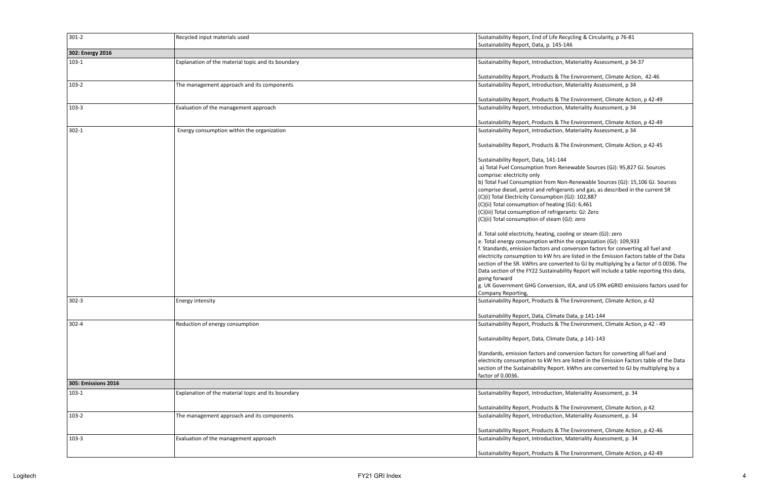| | | |
|---|---|---|
| 301-2 | Recycled input materials used | Sustainability Report, End of Life Recycling & Circularity, p 76-81<br>Sustainability Report, Data, p. 145-146 |
| **302: Energy 2016** | | |
| 103-1 | Explanation of the material topic and its boundary | Sustainability Report, Introduction, Materiality Assessment, p 34-37<br><br>Sustainability Report, Products & The Environment, Climate Action, 42-46 |
| 103-2 | The management approach and its components | Sustainability Report, Introduction, Materiality Assessment, p 34<br><br>Sustainability Report, Products & The Environment, Climate Action, p 42-49 |
| 103-3 | Evaluation of the management approach | Sustainability Report, Introduction, Materiality Assessment, p 34<br><br>Sustainability Report, Products & The Environment, Climate Action, p 42-49 |
| 302-1 | Energy consumption within the organization | Sustainability Report, Introduction, Materiality Assessment, p 34<br><br>Sustainability Report, Products & The Environment, Climate Action, p 42-45<br><br>Sustainability Report, Data, 141-144<br>a) Total Fuel Consumption from Renewable Sources (GJ): 95,827 GJ. Sources comprise: electricity only<br>b) Total Fuel Consumption from Non-Renewable Sources (GJ): 15,106 GJ. Sources comprise diesel, petrol and refrigerants and gas, as described in the current SR<br>(C)(i) Total Electricity Consumption (GJ): 102,887<br>(C)(ii) Total consumption of heating (GJ): 6,461<br>(C)(iii) Total consumption of refrigerants: GJ: Zero<br>(C)(ii) Total consumption of steam (GJ): zero<br><br>d. Total sold electricity, heating, cooling or steam (GJ): zero<br>e. Total energy consumption within the organization (GJ): 109,933<br>f. Standards, emission factors and conversion factors for converting all fuel and electricity consumption to kW hrs are listed in the Emission Factors table of the Data section of the SR. kWhrs are converted to GJ by multiplying by a factor of 0.0036. The Data section of the FY22 Sustainability Report will include a table reporting this data, going forward<br>g. UK Government GHG Conversion, IEA, and US EPA eGRID emissions factors used for Company Reporting, |
| 302-3 | Energy intensity | Sustainability Report, Products & The Environment, Climate Action, p 42<br><br>Sustainability Report, Data, Climate Data, p 141-144 |
| 302-4 | Reduction of energy consumption | Sustainability Report, Products & The Environment, Climate Action, p 42 - 49<br><br>Sustainability Report, Data, Climate Data, p 141-143<br><br>Standards, emission factors and conversion factors for converting all fuel and electricity consumption to kW hrs are listed in the Emission Factors table of the Data section of the Sustainability Report. kWhrs are converted to GJ by multiplying by a factor of 0.0036. |
| **305: Emissions 2016** | | |
| 103-1 | Explanation of the material topic and its boundary | Sustainability Report, Introduction, Materiality Assessment, p. 34<br><br>Sustainability Report, Products & The Environment, Climate Action, p 42 |
| 103-2 | The management approach and its components | Sustainability Report, Introduction, Materiality Assessment, p. 34<br><br>Sustainability Report, Products & The Environment, Climate Action, p 42-46 |
| 103-3 | Evaluation of the management approach | Sustainability Report, Introduction, Materiality Assessment, p. 34<br><br>Sustainability Report, Products & The Environment, Climate Action, p 42-49 |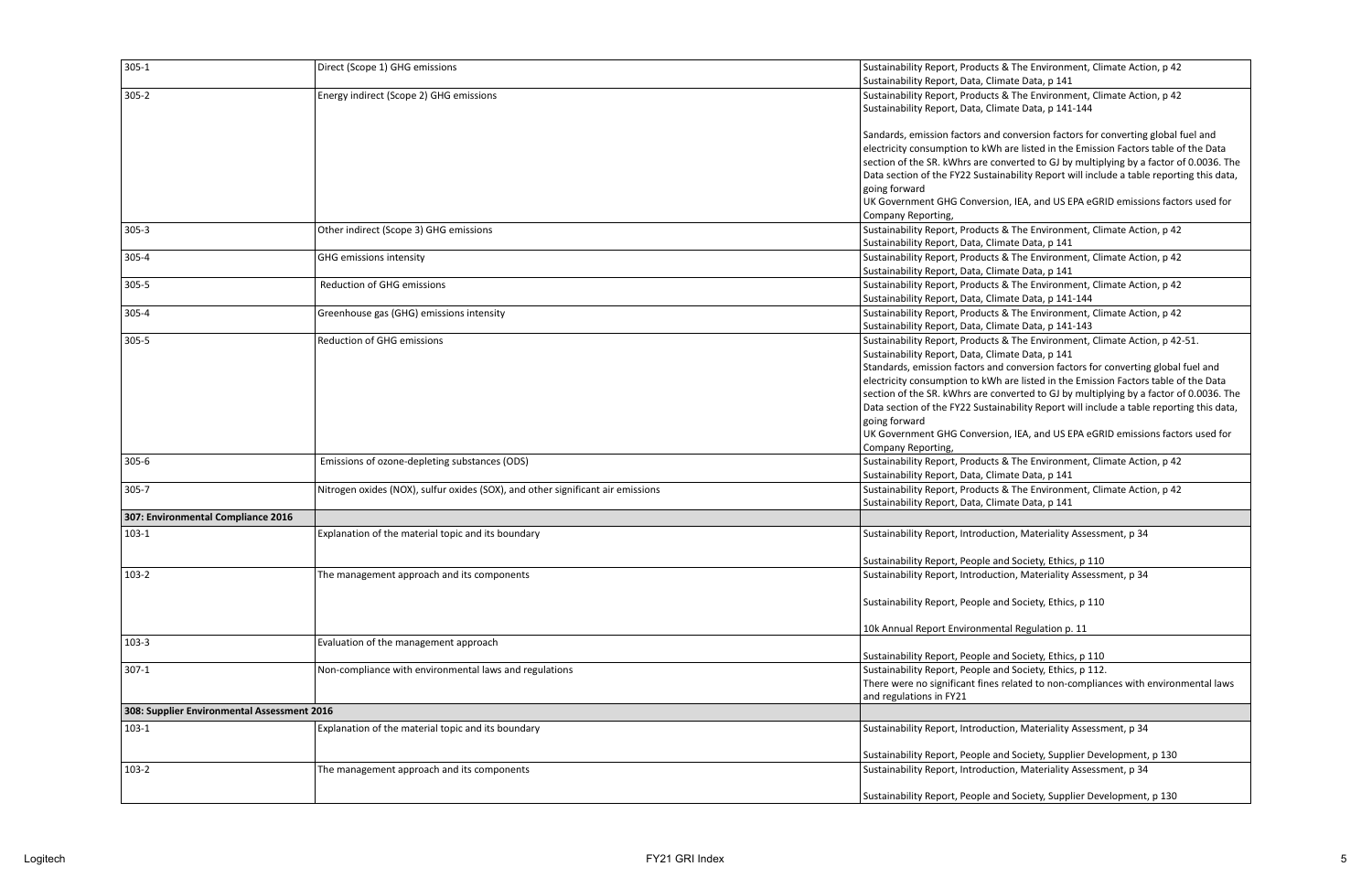| | | |
|---|---|---|
| 305-1 | Direct (Scope 1) GHG emissions | Sustainability Report, Products & The Environment, Climate Action, p 42<br>Sustainability Report, Data, Climate Data, p 141 |
| 305-2 | Energy indirect (Scope 2) GHG emissions | Sustainability Report, Products & The Environment, Climate Action, p 42<br>Sustainability Report, Data, Climate Data, p 141-144<br><br>Sandards, emission factors and conversion factors for converting global fuel and electricity consumption to kWh are listed in the Emission Factors table of the Data section of the SR. kWhrs are converted to GJ by multiplying by a factor of 0.0036. The Data section of the FY22 Sustainability Report will include a table reporting this data, going forward<br>UK Government GHG Conversion, IEA, and US EPA eGRID emissions factors used for Company Reporting, |
| 305-3 | Other indirect (Scope 3) GHG emissions | Sustainability Report, Products & The Environment, Climate Action, p 42<br>Sustainability Report, Data, Climate Data, p 141 |
| 305-4 | GHG emissions intensity | Sustainability Report, Products & The Environment, Climate Action, p 42<br>Sustainability Report, Data, Climate Data, p 141 |
| 305-5 | Reduction of GHG emissions | Sustainability Report, Products & The Environment, Climate Action, p 42<br>Sustainability Report, Data, Climate Data, p 141-144 |
| 305-4 | Greenhouse gas (GHG) emissions intensity | Sustainability Report, Products & The Environment, Climate Action, p 42<br>Sustainability Report, Data, Climate Data, p 141-143 |
| 305-5 | Reduction of GHG emissions | Sustainability Report, Products & The Environment, Climate Action, p 42-51.<br>Sustainability Report, Data, Climate Data, p 141<br>Standards, emission factors and conversion factors for converting global fuel and electricity consumption to kWh are listed in the Emission Factors table of the Data section of the SR. kWhrs are converted to GJ by multiplying by a factor of 0.0036. The Data section of the FY22 Sustainability Report will include a table reporting this data, going forward<br>UK Government GHG Conversion, IEA, and US EPA eGRID emissions factors used for Company Reporting, |
| 305-6 | Emissions of ozone-depleting substances (ODS) | Sustainability Report, Products & The Environment, Climate Action, p 42<br>Sustainability Report, Data, Climate Data, p 141 |
| 305-7 | Nitrogen oxides (NOX), sulfur oxides (SOX), and other significant air emissions | Sustainability Report, Products & The Environment, Climate Action, p 42<br>Sustainability Report, Data, Climate Data, p 141 |
| **307: Environmental Compliance 2016** | | |
| 103-1 | Explanation of the material topic and its boundary | Sustainability Report, Introduction, Materiality Assessment, p 34<br><br>Sustainability Report, People and Society, Ethics, p 110 |
| 103-2 | The management approach and its components | Sustainability Report, Introduction, Materiality Assessment, p 34<br><br>Sustainability Report, People and Society, Ethics, p 110<br><br>10k Annual Report Environmental Regulation p. 11 |
| 103-3 | Evaluation of the management approach | Sustainability Report, People and Society, Ethics, p 110 |
| 307-1 | Non-compliance with environmental laws and regulations | Sustainability Report, People and Society, Ethics, p 112.<br>There were no significant fines related to non-compliances with environmental laws and regulations in FY21 |
| **308: Supplier Environmental Assessment 2016** | | |
| 103-1 | Explanation of the material topic and its boundary | Sustainability Report, Introduction, Materiality Assessment, p 34<br><br>Sustainability Report, People and Society, Supplier Development, p 130 |
| 103-2 | The management approach and its components | Sustainability Report, Introduction, Materiality Assessment, p 34<br><br>Sustainability Report, People and Society, Supplier Development, p 130 |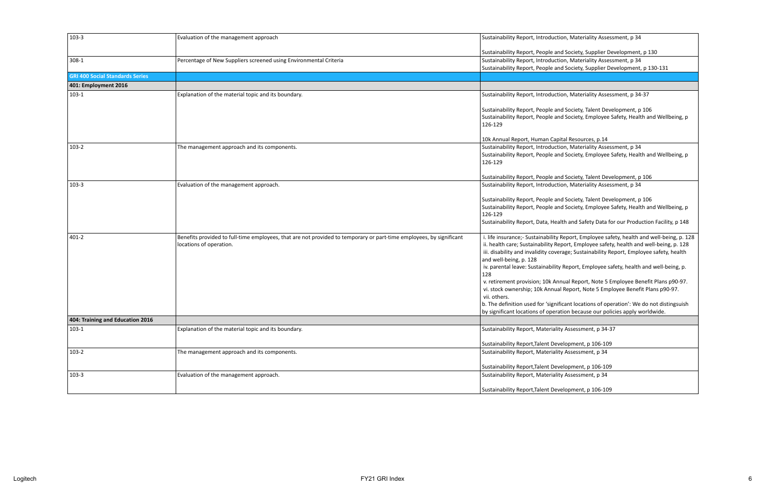| | | |
|---|---|---|
| 103-3 | Evaluation of the management approach | Sustainability Report, Introduction, Materiality Assessment, p 34<br><br>Sustainability Report, People and Society, Supplier Development, p 130 |
| 308-1 | Percentage of New Suppliers screened using Environmental Criteria | Sustainability Report, Introduction, Materiality Assessment, p 34<br>Sustainability Report, People and Society, Supplier Development, p 130-131 |
| **GRI 400 Social Standards Series** | | |
| **401: Employment 2016** | | |
| 103-1 | Explanation of the material topic and its boundary. | Sustainability Report, Introduction, Materiality Assessment, p 34-37<br><br>Sustainability Report, People and Society, Talent Development, p 106<br>Sustainability Report, People and Society, Employee Safety, Health and Wellbeing, p 126-129<br><br>10k Annual Report, Human Capital Resources, p.14 |
| 103-2 | The management approach and its components. | Sustainability Report, Introduction, Materiality Assessment, p 34<br>Sustainability Report, People and Society, Employee Safety, Health and Wellbeing, p 126-129<br><br>Sustainability Report, People and Society, Talent Development, p 106 |
| 103-3 | Evaluation of the management approach. | Sustainability Report, Introduction, Materiality Assessment, p 34<br><br>Sustainability Report, People and Society, Talent Development, p 106<br>Sustainability Report, People and Society, Employee Safety, Health and Wellbeing, p 126-129<br>Sustainability Report, Data, Health and Safety Data for our Production Facility, p 148 |
| 401-2 | Benefits provided to full-time employees, that are not provided to temporary or part-time employees, by significant locations of operation. | i. life insurance;- Sustainability Report, Employee safety, health and well-being, p. 128<br>ii. health care; Sustainability Report, Employee safety, health and well-being, p. 128<br>iii. disability and invalidity coverage; Sustainability Report, Employee safety, health and well-being, p. 128<br>iv. parental leave: Sustainability Report, Employee safety, health and well-being, p. 128<br>v. retirement provision; 10k Annual Report, Note 5 Employee Benefit Plans p90-97.<br>vi. stock ownership; 10k Annual Report, Note 5 Employee Benefit Plans p90-97.<br>vii. others.<br>b. The definition used for 'significant locations of operation': We do not distingsuish by significant locations of operation because our policies apply worldwide. |
| **404: Training and Education 2016** | | |
| 103-1 | Explanation of the material topic and its boundary. | Sustainability Report, Materiality Assessment, p 34-37<br><br>Sustainability Report,Talent Development, p 106-109 |
| 103-2 | The management approach and its components. | Sustainability Report, Materiality Assessment, p 34<br><br>Sustainability Report,Talent Development, p 106-109 |
| 103-3 | Evaluation of the management approach. | Sustainability Report, Materiality Assessment, p 34<br><br>Sustainability Report,Talent Development, p 106-109 |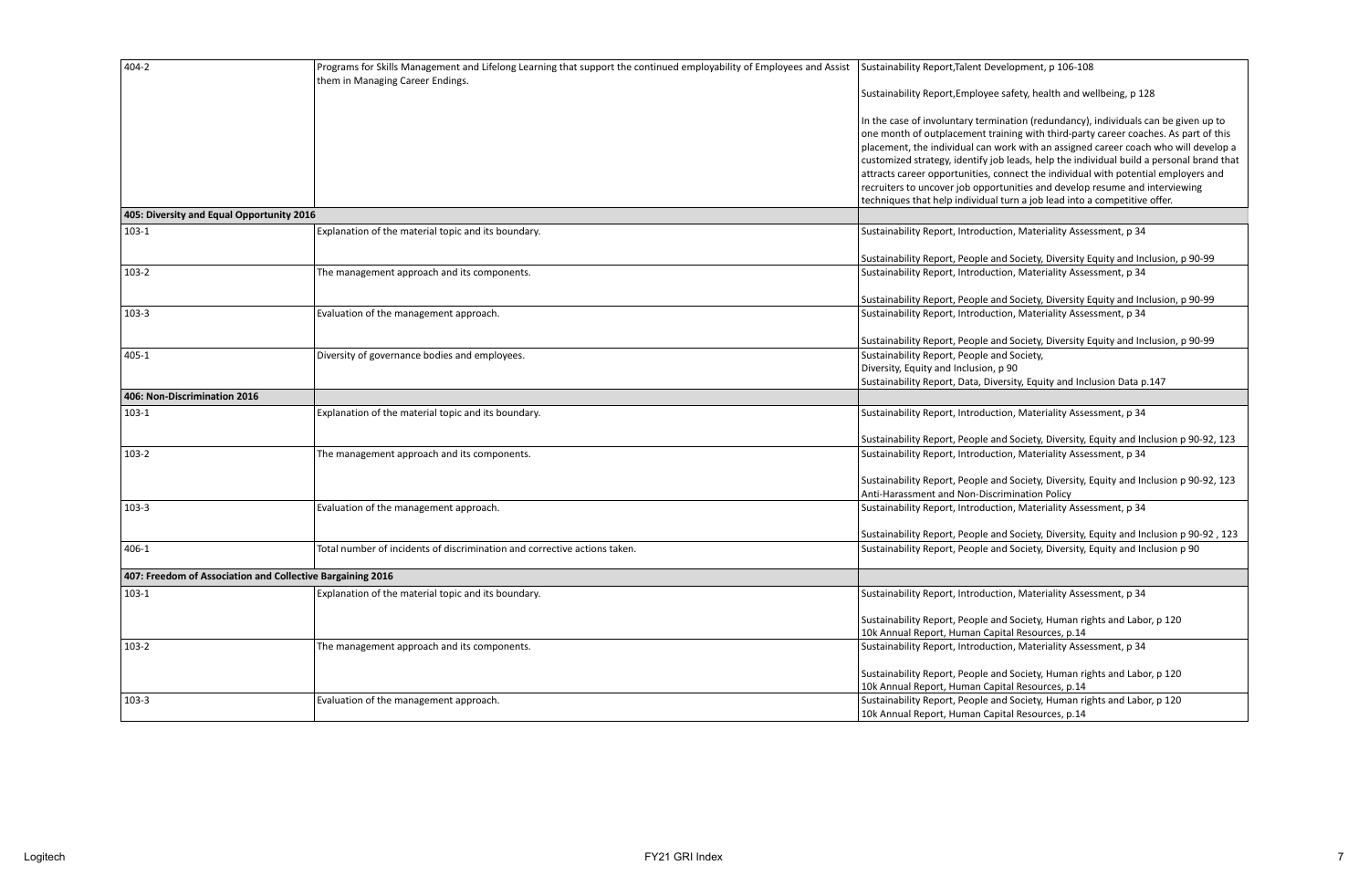| | | |
|---|---|---|
| 404-2 | Programs for Skills Management and Lifelong Learning that support the continued employability of Employees and Assist them in Managing Career Endings. | Sustainability Report,Talent Development, p 106-108<br><br>Sustainability Report,Employee safety, health and wellbeing, p 128<br><br>In the case of involuntary termination (redundancy), individuals can be given up to one month of outplacement training with third-party career coaches. As part of this placement, the individual can work with an assigned career coach who will develop a customized strategy, identify job leads, help the individual build a personal brand that attracts career opportunities, connect the individual with potential employers and recruiters to uncover job opportunities and develop resume and interviewing techniques that help individual turn a job lead into a competitive offer. |
| **405: Diversity and Equal Opportunity 2016** | | |
| 103-1 | Explanation of the material topic and its boundary. | Sustainability Report, Introduction, Materiality Assessment, p 34<br><br>Sustainability Report, People and Society, Diversity Equity and Inclusion, p 90-99 |
| 103-2 | The management approach and its components. | Sustainability Report, Introduction, Materiality Assessment, p 34<br><br>Sustainability Report, People and Society, Diversity Equity and Inclusion, p 90-99 |
| 103-3 | Evaluation of the management approach. | Sustainability Report, Introduction, Materiality Assessment, p 34<br><br>Sustainability Report, People and Society, Diversity Equity and Inclusion, p 90-99 |
| 405-1 | Diversity of governance bodies and employees. | Sustainability Report, People and Society,<br>Diversity, Equity and Inclusion, p 90<br>Sustainability Report, Data, Diversity, Equity and Inclusion Data p.147 |
| **406: Non-Discrimination 2016** | | |
| 103-1 | Explanation of the material topic and its boundary. | Sustainability Report, Introduction, Materiality Assessment, p 34<br><br>Sustainability Report, People and Society, Diversity, Equity and Inclusion p 90-92, 123 |
| 103-2 | The management approach and its components. | Sustainability Report, Introduction, Materiality Assessment, p 34<br><br>Sustainability Report, People and Society, Diversity, Equity and Inclusion p 90-92, 123<br>Anti-Harassment and Non-Discrimination Policy |
| 103-3 | Evaluation of the management approach. | Sustainability Report, Introduction, Materiality Assessment, p 34<br><br>Sustainability Report, People and Society, Diversity, Equity and Inclusion p 90-92 , 123 |
| 406-1 | Total number of incidents of discrimination and corrective actions taken. | Sustainability Report, People and Society, Diversity, Equity and Inclusion p 90 |
| **407: Freedom of Association and Collective Bargaining 2016** | | |
| 103-1 | Explanation of the material topic and its boundary. | Sustainability Report, Introduction, Materiality Assessment, p 34<br><br>Sustainability Report, People and Society, Human rights and Labor, p 120<br>10k Annual Report, Human Capital Resources, p.14 |
| 103-2 | The management approach and its components. | Sustainability Report, Introduction, Materiality Assessment, p 34<br><br>Sustainability Report, People and Society, Human rights and Labor, p 120<br>10k Annual Report, Human Capital Resources, p.14 |
| 103-3 | Evaluation of the management approach. | Sustainability Report, People and Society, Human rights and Labor, p 120<br>10k Annual Report, Human Capital Resources, p.14 |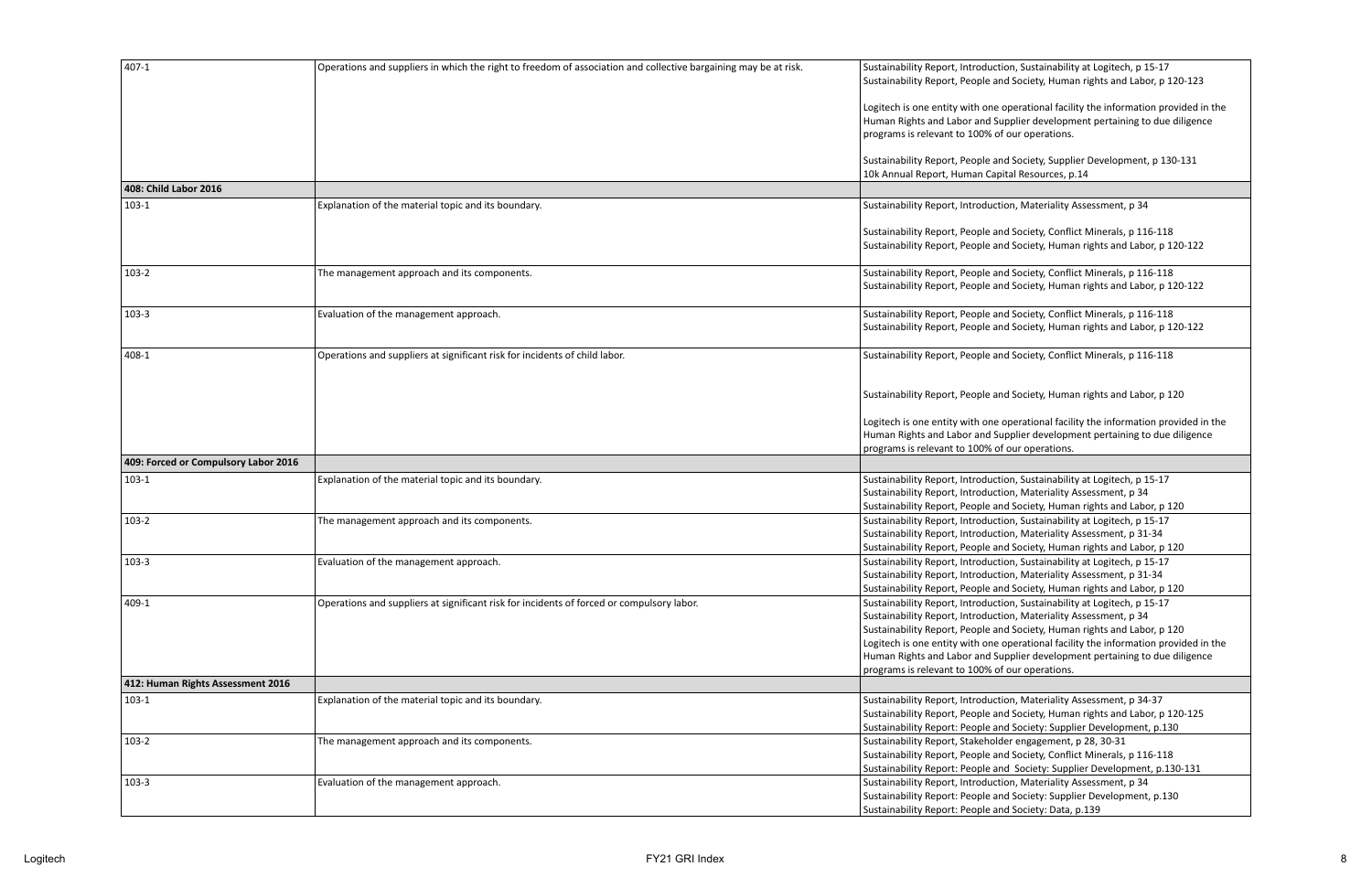| | | |
|---|---|---|
| 407-1 | Operations and suppliers in which the right to freedom of association and collective bargaining may be at risk. | Sustainability Report, Introduction, Sustainability at Logitech, p 15-17<br>Sustainability Report, People and Society, Human rights and Labor, p 120-123<br><br>Logitech is one entity with one operational facility the information provided in the Human Rights and Labor and Supplier development pertaining to due diligence programs is relevant to 100% of our operations.<br><br>Sustainability Report, People and Society, Supplier Development, p 130-131<br>10k Annual Report, Human Capital Resources, p.14 |
| **408: Child Labor 2016** | | |
| 103-1 | Explanation of the material topic and its boundary. | Sustainability Report, Introduction, Materiality Assessment, p 34<br><br>Sustainability Report, People and Society, Conflict Minerals, p 116-118<br>Sustainability Report, People and Society, Human rights and Labor, p 120-122 |
| 103-2 | The management approach and its components. | Sustainability Report, People and Society, Conflict Minerals, p 116-118<br>Sustainability Report, People and Society, Human rights and Labor, p 120-122 |
| 103-3 | Evaluation of the management approach. | Sustainability Report, People and Society, Conflict Minerals, p 116-118<br>Sustainability Report, People and Society, Human rights and Labor, p 120-122 |
| 408-1 | Operations and suppliers at significant risk for incidents of child labor. | Sustainability Report, People and Society, Conflict Minerals, p 116-118<br><br>Sustainability Report, People and Society, Human rights and Labor, p 120<br><br>Logitech is one entity with one operational facility the information provided in the Human Rights and Labor and Supplier development pertaining to due diligence programs is relevant to 100% of our operations. |
| **409: Forced or Compulsory Labor 2016** | | |
| 103-1 | Explanation of the material topic and its boundary. | Sustainability Report, Introduction, Sustainability at Logitech, p 15-17<br>Sustainability Report, Introduction, Materiality Assessment, p 34<br>Sustainability Report, People and Society, Human rights and Labor, p 120 |
| 103-2 | The management approach and its components. | Sustainability Report, Introduction, Sustainability at Logitech, p 15-17<br>Sustainability Report, Introduction, Materiality Assessment, p 31-34<br>Sustainability Report, People and Society, Human rights and Labor, p 120 |
| 103-3 | Evaluation of the management approach. | Sustainability Report, Introduction, Sustainability at Logitech, p 15-17<br>Sustainability Report, Introduction, Materiality Assessment, p 31-34<br>Sustainability Report, People and Society, Human rights and Labor, p 120 |
| 409-1 | Operations and suppliers at significant risk for incidents of forced or compulsory labor. | Sustainability Report, Introduction, Sustainability at Logitech, p 15-17<br>Sustainability Report, Introduction, Materiality Assessment, p 34<br>Sustainability Report, People and Society, Human rights and Labor, p 120<br>Logitech is one entity with one operational facility the information provided in the Human Rights and Labor and Supplier development pertaining to due diligence programs is relevant to 100% of our operations. |
| **412: Human Rights Assessment 2016** | | |
| 103-1 | Explanation of the material topic and its boundary. | Sustainability Report, Introduction, Materiality Assessment, p 34-37<br>Sustainability Report, People and Society, Human rights and Labor, p 120-125<br>Sustainability Report: People and Society: Supplier Development, p.130 |
| 103-2 | The management approach and its components. | Sustainability Report, Stakeholder engagement, p 28, 30-31<br>Sustainability Report, People and Society, Conflict Minerals, p 116-118<br>Sustainability Report: People and Society: Supplier Development, p.130-131 |
| 103-3 | Evaluation of the management approach. | Sustainability Report, Introduction, Materiality Assessment, p 34<br>Sustainability Report: People and Society: Supplier Development, p.130<br>Sustainability Report: People and Society: Data, p.139 |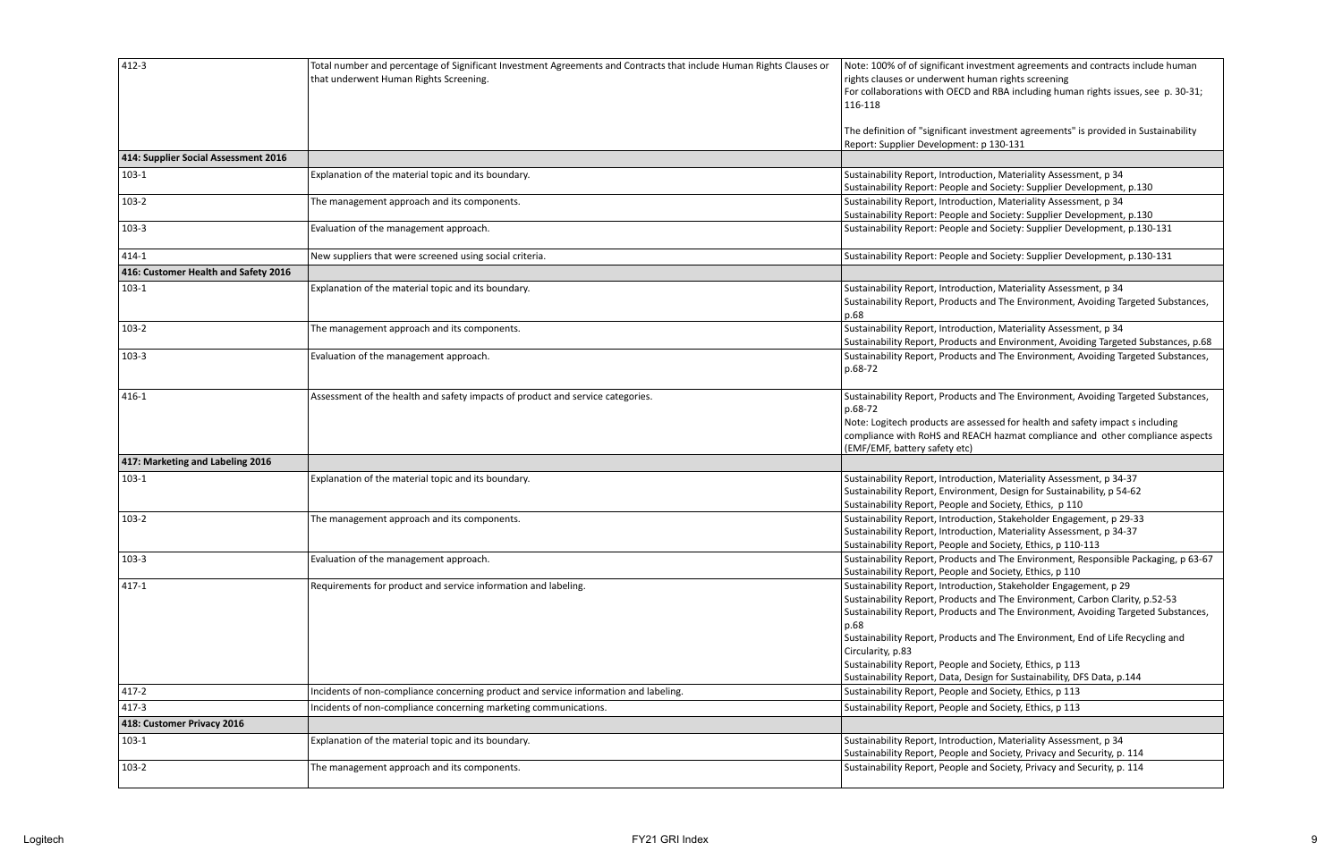| | | |
|---|---|---|
| 412-3 | Total number and percentage of Significant Investment Agreements and Contracts that include Human Rights Clauses or that underwent Human Rights Screening. | Note: 100% of of significant investment agreements and contracts include human rights clauses or underwent human rights screening<br>For collaborations with OECD and RBA including human rights issues, see p. 30-31; 116-118<br><br>The definition of "significant investment agreements" is provided in Sustainability Report: Supplier Development: p 130-131 |
| **414: Supplier Social Assessment 2016** | | |
| 103-1 | Explanation of the material topic and its boundary. | Sustainability Report, Introduction, Materiality Assessment, p 34<br>Sustainability Report: People and Society: Supplier Development, p.130 |
| 103-2 | The management approach and its components. | Sustainability Report, Introduction, Materiality Assessment, p 34<br>Sustainability Report: People and Society: Supplier Development, p.130 |
| 103-3 | Evaluation of the management approach. | Sustainability Report: People and Society: Supplier Development, p.130-131 |
| 414-1 | New suppliers that were screened using social criteria. | Sustainability Report: People and Society: Supplier Development, p.130-131 |
| **416: Customer Health and Safety 2016** | | |
| 103-1 | Explanation of the material topic and its boundary. | Sustainability Report, Introduction, Materiality Assessment, p 34<br>Sustainability Report, Products and The Environment, Avoiding Targeted Substances, p.68 |
| 103-2 | The management approach and its components. | Sustainability Report, Introduction, Materiality Assessment, p 34<br>Sustainability Report, Products and Environment, Avoiding Targeted Substances, p.68 |
| 103-3 | Evaluation of the management approach. | Sustainability Report, Products and The Environment, Avoiding Targeted Substances, p.68-72 |
| 416-1 | Assessment of the health and safety impacts of product and service categories. | Sustainability Report, Products and The Environment, Avoiding Targeted Substances, p.68-72<br>Note: Logitech products are assessed for health and safety impact s including compliance with RoHS and REACH hazmat compliance and other compliance aspects (EMF/EMF, battery safety etc) |
| **417: Marketing and Labeling 2016** | | |
| 103-1 | Explanation of the material topic and its boundary. | Sustainability Report, Introduction, Materiality Assessment, p 34-37<br>Sustainability Report, Environment, Design for Sustainability, p 54-62<br>Sustainability Report, People and Society, Ethics, p 110 |
| 103-2 | The management approach and its components. | Sustainability Report, Introduction, Stakeholder Engagement, p 29-33<br>Sustainability Report, Introduction, Materiality Assessment, p 34-37<br>Sustainability Report, People and Society, Ethics, p 110-113 |
| 103-3 | Evaluation of the management approach. | Sustainability Report, Products and The Environment, Responsible Packaging, p 63-67<br>Sustainability Report, People and Society, Ethics, p 110 |
| 417-1 | Requirements for product and service information and labeling. | Sustainability Report, Introduction, Stakeholder Engagement, p 29<br>Sustainability Report, Products and The Environment, Carbon Clarity, p.52-53<br>Sustainability Report, Products and The Environment, Avoiding Targeted Substances, p.68<br>Sustainability Report, Products and The Environment, End of Life Recycling and Circularity, p.83<br>Sustainability Report, People and Society, Ethics, p 113<br>Sustainability Report, Data, Design for Sustainability, DFS Data, p.144 |
| 417-2 | Incidents of non-compliance concerning product and service information and labeling. | Sustainability Report, People and Society, Ethics, p 113 |
| 417-3 | Incidents of non-compliance concerning marketing communications. | Sustainability Report, People and Society, Ethics, p 113 |
| **418: Customer Privacy 2016** | | |
| 103-1 | Explanation of the material topic and its boundary. | Sustainability Report, Introduction, Materiality Assessment, p 34<br>Sustainability Report, People and Society, Privacy and Security, p. 114 |
| 103-2 | The management approach and its components. | Sustainability Report, People and Society, Privacy and Security, p. 114 |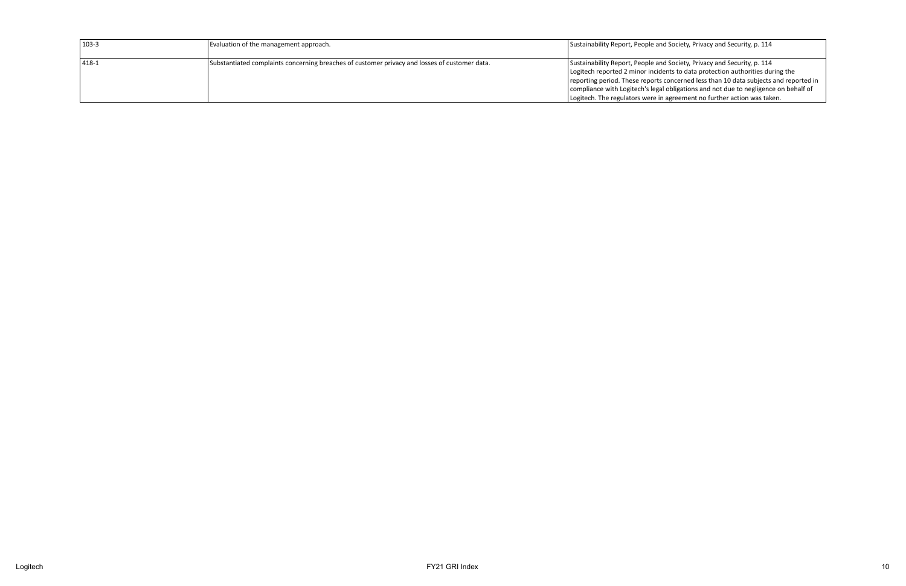| | | |
|---|---|---|
| 103-3 | Evaluation of the management approach. | Sustainability Report, People and Society, Privacy and Security, p. 114 |
| 418-1 | Substantiated complaints concerning breaches of customer privacy and losses of customer data. | Sustainability Report, People and Society, Privacy and Security, p. 114<br>Logitech reported 2 minor incidents to data protection authorities during the reporting period. These reports concerned less than 10 data subjects and reported in compliance with Logitech's legal obligations and not due to negligence on behalf of Logitech. The regulators were in agreement no further action was taken. |